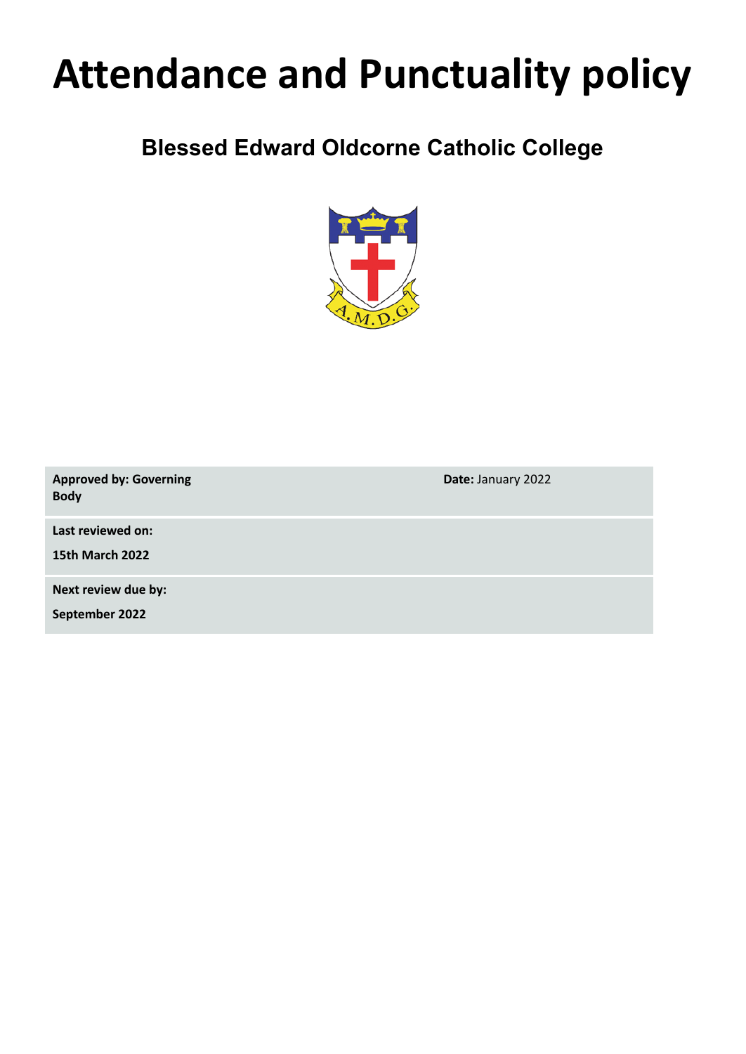# Attendance and Punctuality policy

## Blessed Edward Oldcorne Catholic College

| **Approved by: Governing Body** | **Date:** January 2022 |
| --- | --- |
| **Last reviewed on:** **15th March 2022** | |
| **Next review due by:** **September 2022** | |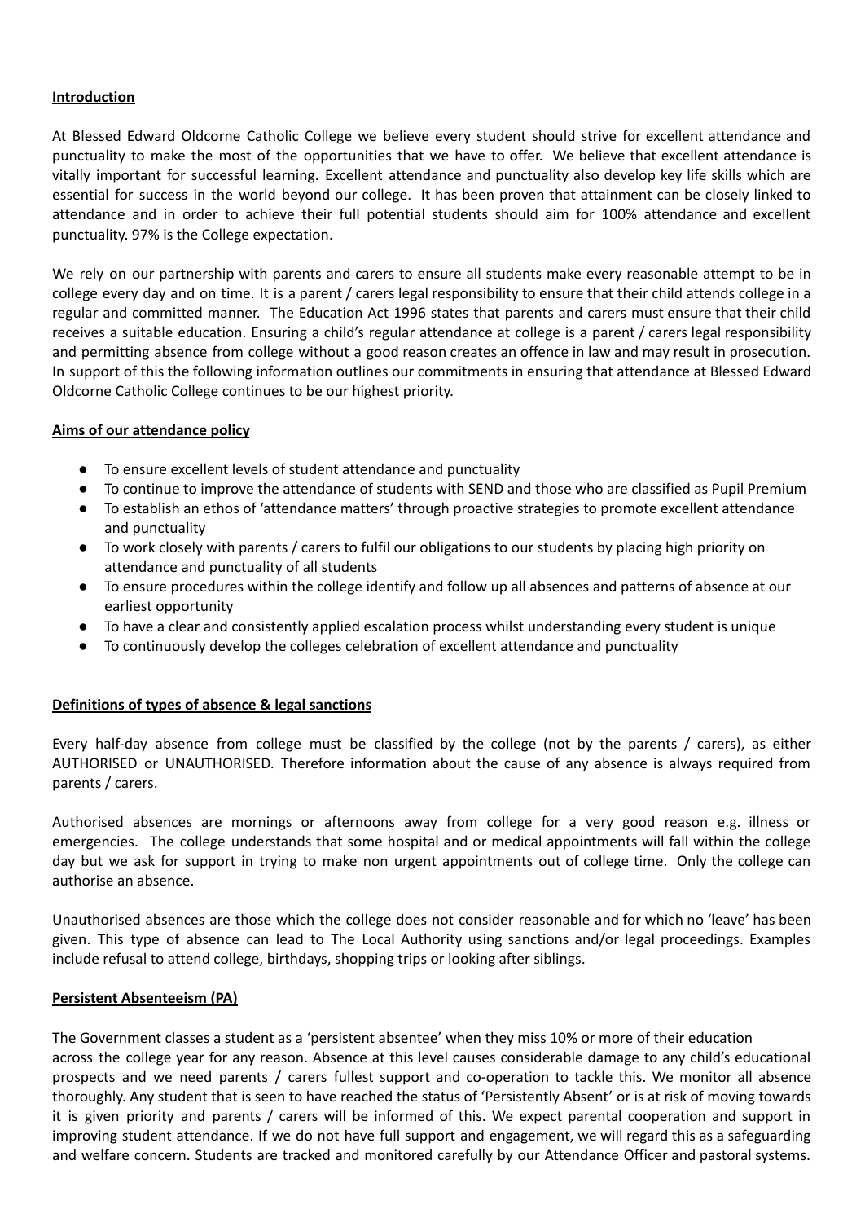## Introduction

At Blessed Edward Oldcorne Catholic College we believe every student should strive for excellent attendance and punctuality to make the most of the opportunities that we have to offer. We believe that excellent attendance is vitally important for successful learning. Excellent attendance and punctuality also develop key life skills which are essential for success in the world beyond our college. It has been proven that attainment can be closely linked to attendance and in order to achieve their full potential students should aim for 100% attendance and excellent punctuality. 97% is the College expectation.

We rely on our partnership with parents and carers to ensure all students make every reasonable attempt to be in college every day and on time. It is a parent / carers legal responsibility to ensure that their child attends college in a regular and committed manner. The Education Act 1996 states that parents and carers must ensure that their child receives a suitable education. Ensuring a child's regular attendance at college is a parent / carers legal responsibility and permitting absence from college without a good reason creates an offence in law and may result in prosecution. In support of this the following information outlines our commitments in ensuring that attendance at Blessed Edward Oldcorne Catholic College continues to be our highest priority.

## Aims of our attendance policy

- To ensure excellent levels of student attendance and punctuality
- To continue to improve the attendance of students with SEND and those who are classified as Pupil Premium
- To establish an ethos of 'attendance matters' through proactive strategies to promote excellent attendance and punctuality
- To work closely with parents / carers to fulfil our obligations to our students by placing high priority on attendance and punctuality of all students
- To ensure procedures within the college identify and follow up all absences and patterns of absence at our earliest opportunity
- To have a clear and consistently applied escalation process whilst understanding every student is unique
- To continuously develop the colleges celebration of excellent attendance and punctuality

## Definitions of types of absence & legal sanctions

Every half-day absence from college must be classified by the college (not by the parents / carers), as either AUTHORISED or UNAUTHORISED. Therefore information about the cause of any absence is always required from parents / carers.

Authorised absences are mornings or afternoons away from college for a very good reason e.g. illness or emergencies. The college understands that some hospital and or medical appointments will fall within the college day but we ask for support in trying to make non urgent appointments out of college time. Only the college can authorise an absence.

Unauthorised absences are those which the college does not consider reasonable and for which no 'leave' has been given. This type of absence can lead to The Local Authority using sanctions and/or legal proceedings. Examples include refusal to attend college, birthdays, shopping trips or looking after siblings.

## Persistent Absenteeism (PA)

The Government classes a student as a 'persistent absentee' when they miss 10% or more of their education across the college year for any reason. Absence at this level causes considerable damage to any child's educational prospects and we need parents / carers fullest support and co-operation to tackle this. We monitor all absence thoroughly. Any student that is seen to have reached the status of 'Persistently Absent' or is at risk of moving towards it is given priority and parents / carers will be informed of this. We expect parental cooperation and support in improving student attendance. If we do not have full support and engagement, we will regard this as a safeguarding and welfare concern. Students are tracked and monitored carefully by our Attendance Officer and pastoral systems.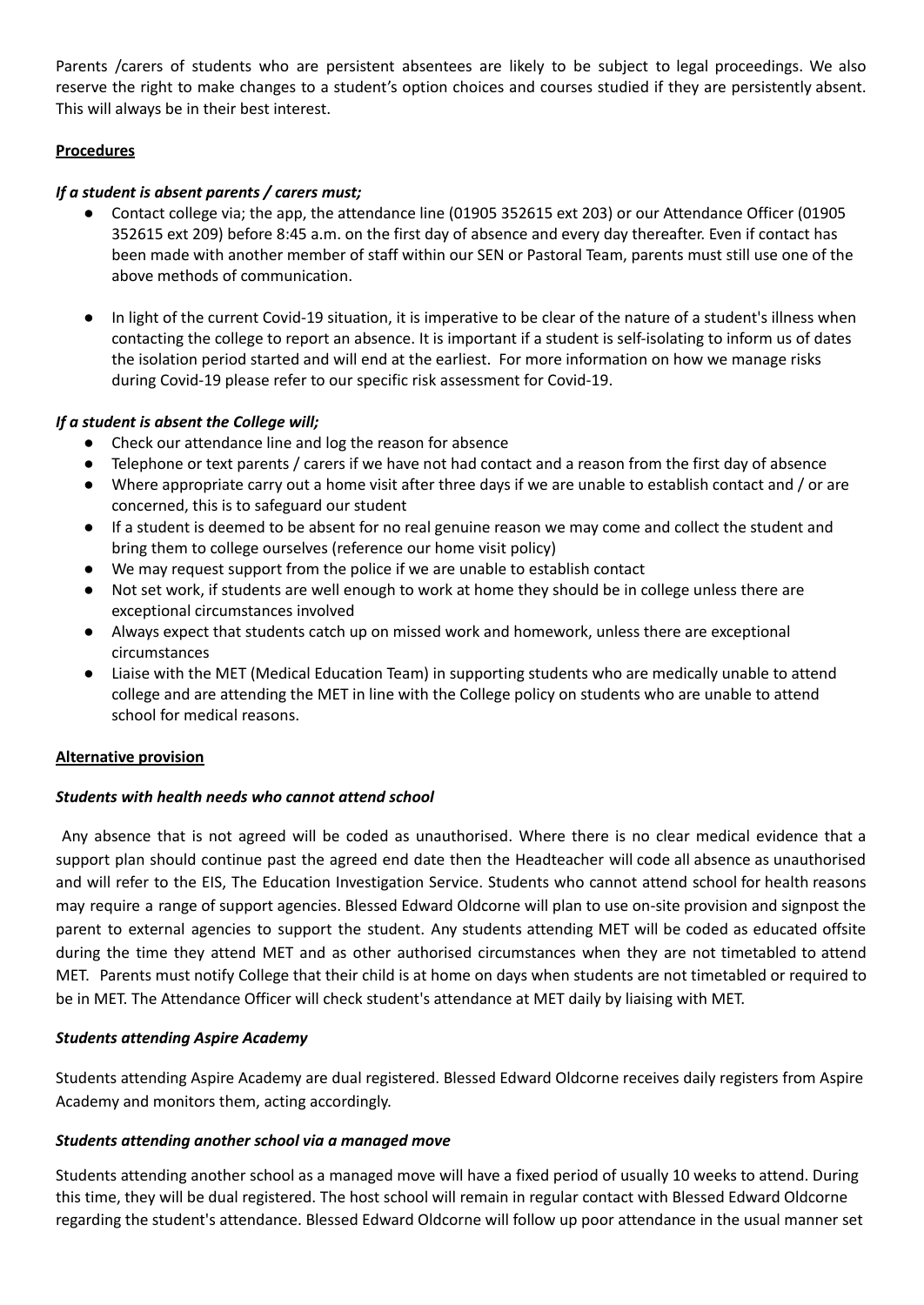Parents /carers of students who are persistent absentees are likely to be subject to legal proceedings. We also reserve the right to make changes to a student's option choices and courses studied if they are persistently absent. This will always be in their best interest.

**Procedures**

***If a student is absent parents / carers must;***

- Contact college via; the app, the attendance line (01905 352615 ext 203) or our Attendance Officer (01905 352615 ext 209) before 8:45 a.m. on the first day of absence and every day thereafter. Even if contact has been made with another member of staff within our SEN or Pastoral Team, parents must still use one of the above methods of communication.

- In light of the current Covid-19 situation, it is imperative to be clear of the nature of a student's illness when contacting the college to report an absence. It is important if a student is self-isolating to inform us of dates the isolation period started and will end at the earliest. For more information on how we manage risks during Covid-19 please refer to our specific risk assessment for Covid-19.

***If a student is absent the College will;***

- Check our attendance line and log the reason for absence
- Telephone or text parents / carers if we have not had contact and a reason from the first day of absence
- Where appropriate carry out a home visit after three days if we are unable to establish contact and / or are concerned, this is to safeguard our student
- If a student is deemed to be absent for no real genuine reason we may come and collect the student and bring them to college ourselves (reference our home visit policy)
- We may request support from the police if we are unable to establish contact
- Not set work, if students are well enough to work at home they should be in college unless there are exceptional circumstances involved
- Always expect that students catch up on missed work and homework, unless there are exceptional circumstances
- Liaise with the MET (Medical Education Team) in supporting students who are medically unable to attend college and are attending the MET in line with the College policy on students who are unable to attend school for medical reasons.

**Alternative provision**

***Students with health needs who cannot attend school***

Any absence that is not agreed will be coded as unauthorised. Where there is no clear medical evidence that a support plan should continue past the agreed end date then the Headteacher will code all absence as unauthorised and will refer to the EIS, The Education Investigation Service. Students who cannot attend school for health reasons may require a range of support agencies. Blessed Edward Oldcorne will plan to use on-site provision and signpost the parent to external agencies to support the student. Any students attending MET will be coded as educated offsite during the time they attend MET and as other authorised circumstances when they are not timetabled to attend MET. Parents must notify College that their child is at home on days when students are not timetabled or required to be in MET. The Attendance Officer will check student's attendance at MET daily by liaising with MET.

***Students attending Aspire Academy***

Students attending Aspire Academy are dual registered. Blessed Edward Oldcorne receives daily registers from Aspire Academy and monitors them, acting accordingly.

***Students attending another school via a managed move***

Students attending another school as a managed move will have a fixed period of usually 10 weeks to attend. During this time, they will be dual registered. The host school will remain in regular contact with Blessed Edward Oldcorne regarding the student's attendance. Blessed Edward Oldcorne will follow up poor attendance in the usual manner set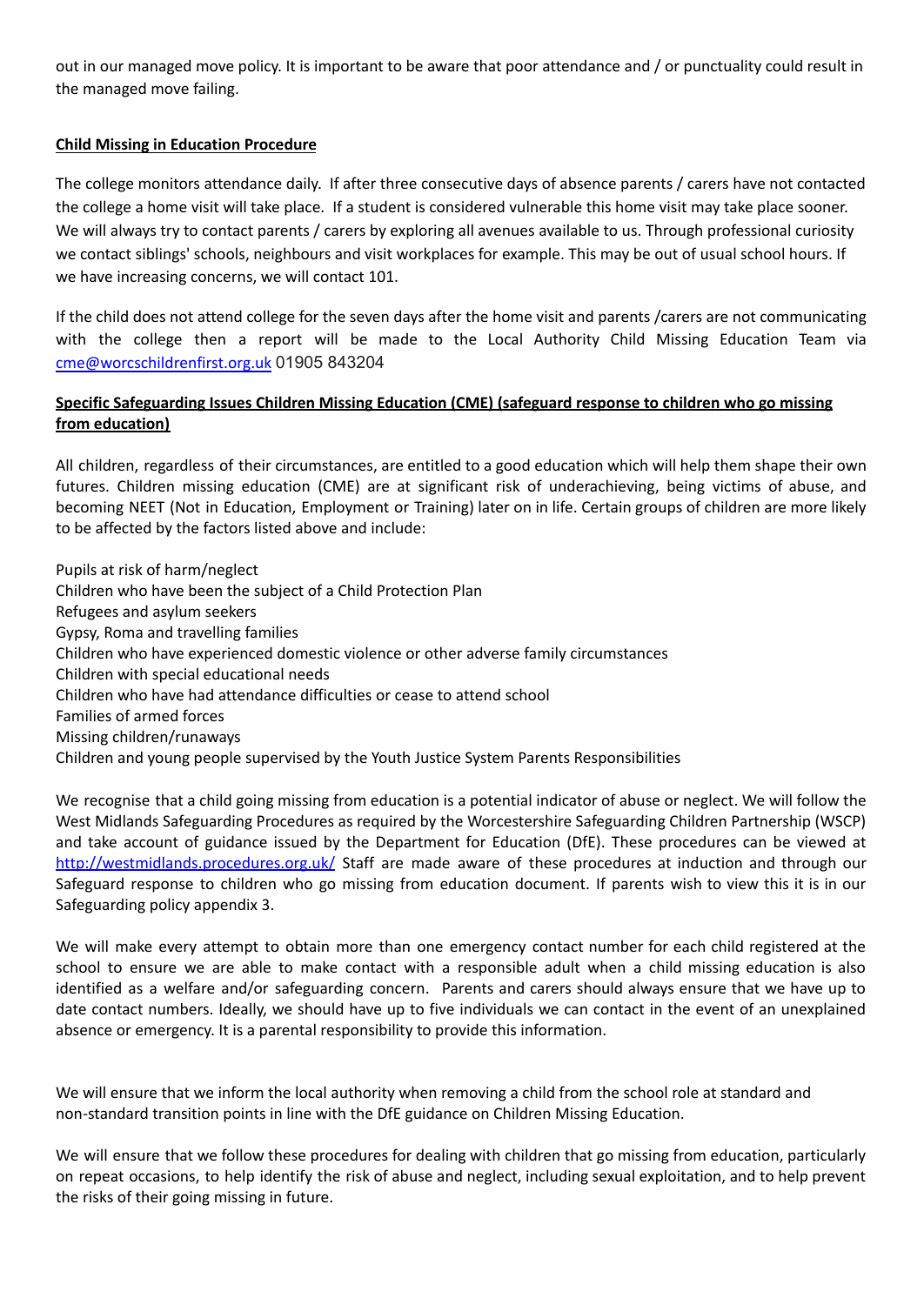out in our managed move policy. It is important to be aware that poor attendance and / or punctuality could result in the managed move failing.

**Child Missing in Education Procedure**

The college monitors attendance daily. If after three consecutive days of absence parents / carers have not contacted the college a home visit will take place. If a student is considered vulnerable this home visit may take place sooner. We will always try to contact parents / carers by exploring all avenues available to us. Through professional curiosity we contact siblings' schools, neighbours and visit workplaces for example. This may be out of usual school hours. If we have increasing concerns, we will contact 101.

If the child does not attend college for the seven days after the home visit and parents /carers are not communicating with the college then a report will be made to the Local Authority Child Missing Education Team via [cme@worcschildrenfirst.org.uk](mailto:cme@worcschildrenfirst.org.uk) 01905 843204

**Specific Safeguarding Issues Children Missing Education (CME) (safeguard response to children who go missing from education)**

All children, regardless of their circumstances, are entitled to a good education which will help them shape their own futures. Children missing education (CME) are at significant risk of underachieving, being victims of abuse, and becoming NEET (Not in Education, Employment or Training) later on in life. Certain groups of children are more likely to be affected by the factors listed above and include:

Pupils at risk of harm/neglect
Children who have been the subject of a Child Protection Plan
Refugees and asylum seekers
Gypsy, Roma and travelling families
Children who have experienced domestic violence or other adverse family circumstances
Children with special educational needs
Children who have had attendance difficulties or cease to attend school
Families of armed forces
Missing children/runaways
Children and young people supervised by the Youth Justice System Parents Responsibilities

We recognise that a child going missing from education is a potential indicator of abuse or neglect. We will follow the West Midlands Safeguarding Procedures as required by the Worcestershire Safeguarding Children Partnership (WSCP) and take account of guidance issued by the Department for Education (DfE). These procedures can be viewed at [http://westmidlands.procedures.org.uk/](http://westmidlands.procedures.org.uk/) Staff are made aware of these procedures at induction and through our Safeguard response to children who go missing from education document. If parents wish to view this it is in our Safeguarding policy appendix 3.

We will make every attempt to obtain more than one emergency contact number for each child registered at the school to ensure we are able to make contact with a responsible adult when a child missing education is also identified as a welfare and/or safeguarding concern. Parents and carers should always ensure that we have up to date contact numbers. Ideally, we should have up to five individuals we can contact in the event of an unexplained absence or emergency. It is a parental responsibility to provide this information.

We will ensure that we inform the local authority when removing a child from the school role at standard and non-standard transition points in line with the DfE guidance on Children Missing Education.

We will ensure that we follow these procedures for dealing with children that go missing from education, particularly on repeat occasions, to help identify the risk of abuse and neglect, including sexual exploitation, and to help prevent the risks of their going missing in future.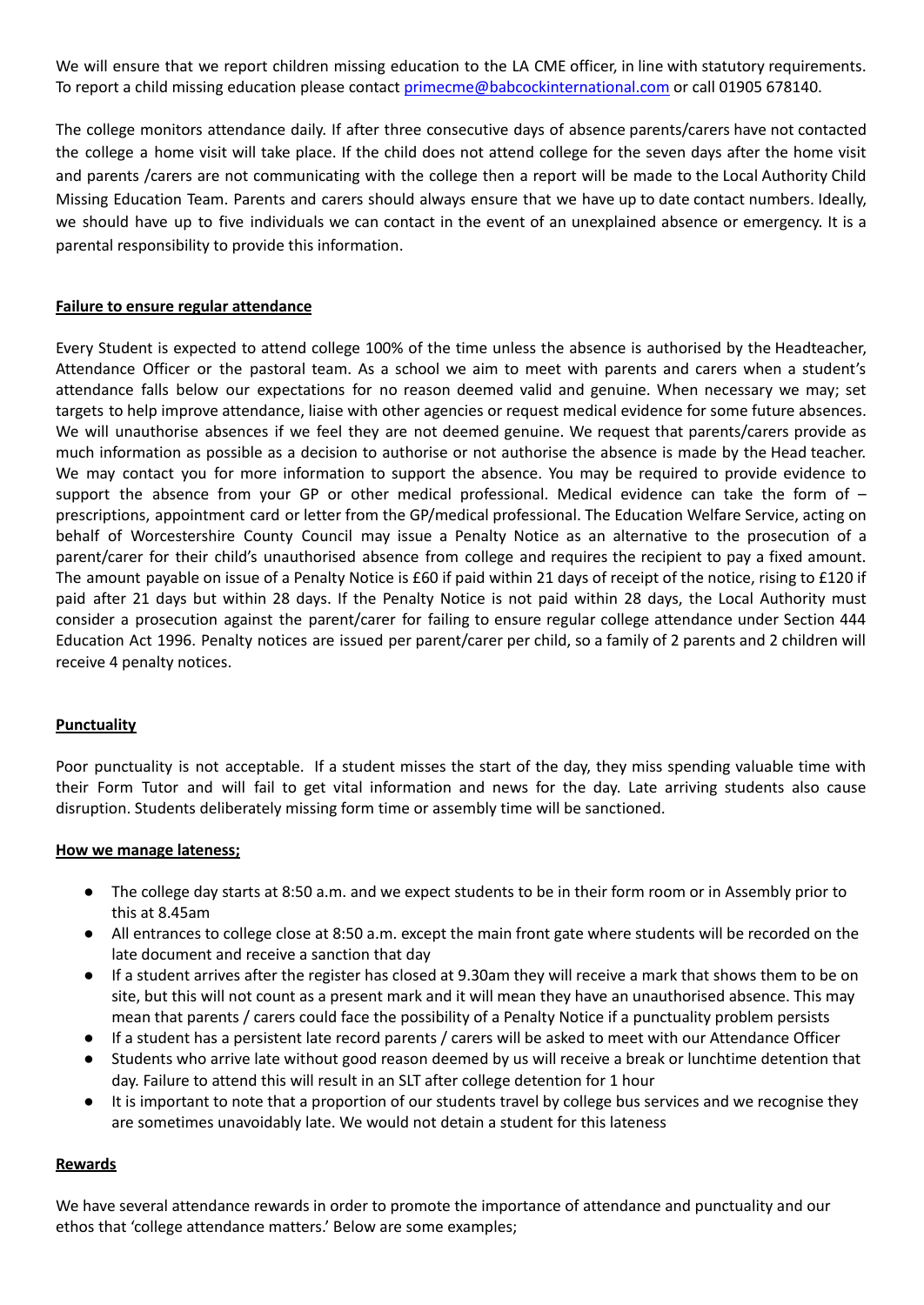We will ensure that we report children missing education to the LA CME officer, in line with statutory requirements. To report a child missing education please contact [primecme@babcockinternational.com](mailto:primecme@babcockinternational.com) or call 01905 678140.

The college monitors attendance daily. If after three consecutive days of absence parents/carers have not contacted the college a home visit will take place. If the child does not attend college for the seven days after the home visit and parents /carers are not communicating with the college then a report will be made to the Local Authority Child Missing Education Team. Parents and carers should always ensure that we have up to date contact numbers. Ideally, we should have up to five individuals we can contact in the event of an unexplained absence or emergency. It is a parental responsibility to provide this information.

**Failure to ensure regular attendance**

Every Student is expected to attend college 100% of the time unless the absence is authorised by the Headteacher, Attendance Officer or the pastoral team. As a school we aim to meet with parents and carers when a student's attendance falls below our expectations for no reason deemed valid and genuine. When necessary we may; set targets to help improve attendance, liaise with other agencies or request medical evidence for some future absences. We will unauthorise absences if we feel they are not deemed genuine. We request that parents/carers provide as much information as possible as a decision to authorise or not authorise the absence is made by the Head teacher. We may contact you for more information to support the absence. You may be required to provide evidence to support the absence from your GP or other medical professional. Medical evidence can take the form of – prescriptions, appointment card or letter from the GP/medical professional. The Education Welfare Service, acting on behalf of Worcestershire County Council may issue a Penalty Notice as an alternative to the prosecution of a parent/carer for their child's unauthorised absence from college and requires the recipient to pay a fixed amount. The amount payable on issue of a Penalty Notice is £60 if paid within 21 days of receipt of the notice, rising to £120 if paid after 21 days but within 28 days. If the Penalty Notice is not paid within 28 days, the Local Authority must consider a prosecution against the parent/carer for failing to ensure regular college attendance under Section 444 Education Act 1996. Penalty notices are issued per parent/carer per child, so a family of 2 parents and 2 children will receive 4 penalty notices.

**Punctuality**

Poor punctuality is not acceptable. If a student misses the start of the day, they miss spending valuable time with their Form Tutor and will fail to get vital information and news for the day. Late arriving students also cause disruption. Students deliberately missing form time or assembly time will be sanctioned.

**How we manage lateness;**

- The college day starts at 8:50 a.m. and we expect students to be in their form room or in Assembly prior to this at 8.45am
- All entrances to college close at 8:50 a.m. except the main front gate where students will be recorded on the late document and receive a sanction that day
- If a student arrives after the register has closed at 9.30am they will receive a mark that shows them to be on site, but this will not count as a present mark and it will mean they have an unauthorised absence. This may mean that parents / carers could face the possibility of a Penalty Notice if a punctuality problem persists
- If a student has a persistent late record parents / carers will be asked to meet with our Attendance Officer
- Students who arrive late without good reason deemed by us will receive a break or lunchtime detention that day. Failure to attend this will result in an SLT after college detention for 1 hour
- It is important to note that a proportion of our students travel by college bus services and we recognise they are sometimes unavoidably late. We would not detain a student for this lateness

**Rewards**

We have several attendance rewards in order to promote the importance of attendance and punctuality and our ethos that 'college attendance matters.' Below are some examples;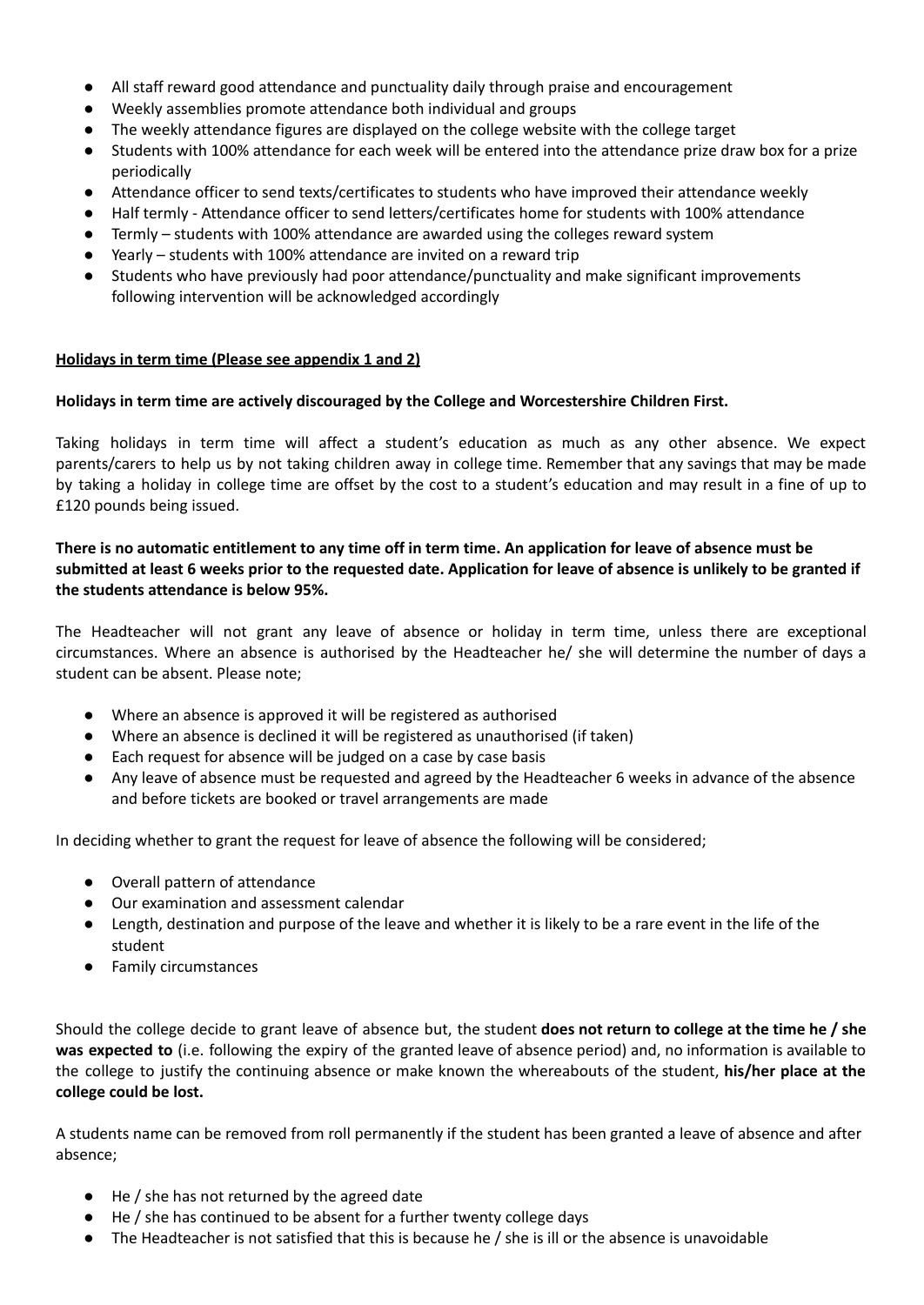- All staff reward good attendance and punctuality daily through praise and encouragement
- Weekly assemblies promote attendance both individual and groups
- The weekly attendance figures are displayed on the college website with the college target
- Students with 100% attendance for each week will be entered into the attendance prize draw box for a prize periodically
- Attendance officer to send texts/certificates to students who have improved their attendance weekly
- Half termly - Attendance officer to send letters/certificates home for students with 100% attendance
- Termly – students with 100% attendance are awarded using the colleges reward system
- Yearly – students with 100% attendance are invited on a reward trip
- Students who have previously had poor attendance/punctuality and make significant improvements following intervention will be acknowledged accordingly

<u>**Holidays in term time (Please see appendix 1 and 2)**</u>

**Holidays in term time are actively discouraged by the College and Worcestershire Children First.**

Taking holidays in term time will affect a student's education as much as any other absence. We expect parents/carers to help us by not taking children away in college time. Remember that any savings that may be made by taking a holiday in college time are offset by the cost to a student's education and may result in a fine of up to £120 pounds being issued.

**There is no automatic entitlement to any time off in term time. An application for leave of absence must be submitted at least 6 weeks prior to the requested date. Application for leave of absence is unlikely to be granted if the students attendance is below 95%.**

The Headteacher will not grant any leave of absence or holiday in term time, unless there are exceptional circumstances. Where an absence is authorised by the Headteacher he/ she will determine the number of days a student can be absent. Please note;

- Where an absence is approved it will be registered as authorised
- Where an absence is declined it will be registered as unauthorised (if taken)
- Each request for absence will be judged on a case by case basis
- Any leave of absence must be requested and agreed by the Headteacher 6 weeks in advance of the absence and before tickets are booked or travel arrangements are made

In deciding whether to grant the request for leave of absence the following will be considered;

- Overall pattern of attendance
- Our examination and assessment calendar
- Length, destination and purpose of the leave and whether it is likely to be a rare event in the life of the student
- Family circumstances

Should the college decide to grant leave of absence but, the student **does not return to college at the time he / she was expected to** (i.e. following the expiry of the granted leave of absence period) and, no information is available to the college to justify the continuing absence or make known the whereabouts of the student, **his/her place at the college could be lost.**

A students name can be removed from roll permanently if the student has been granted a leave of absence and after absence;

- He / she has not returned by the agreed date
- He / she has continued to be absent for a further twenty college days
- The Headteacher is not satisfied that this is because he / she is ill or the absence is unavoidable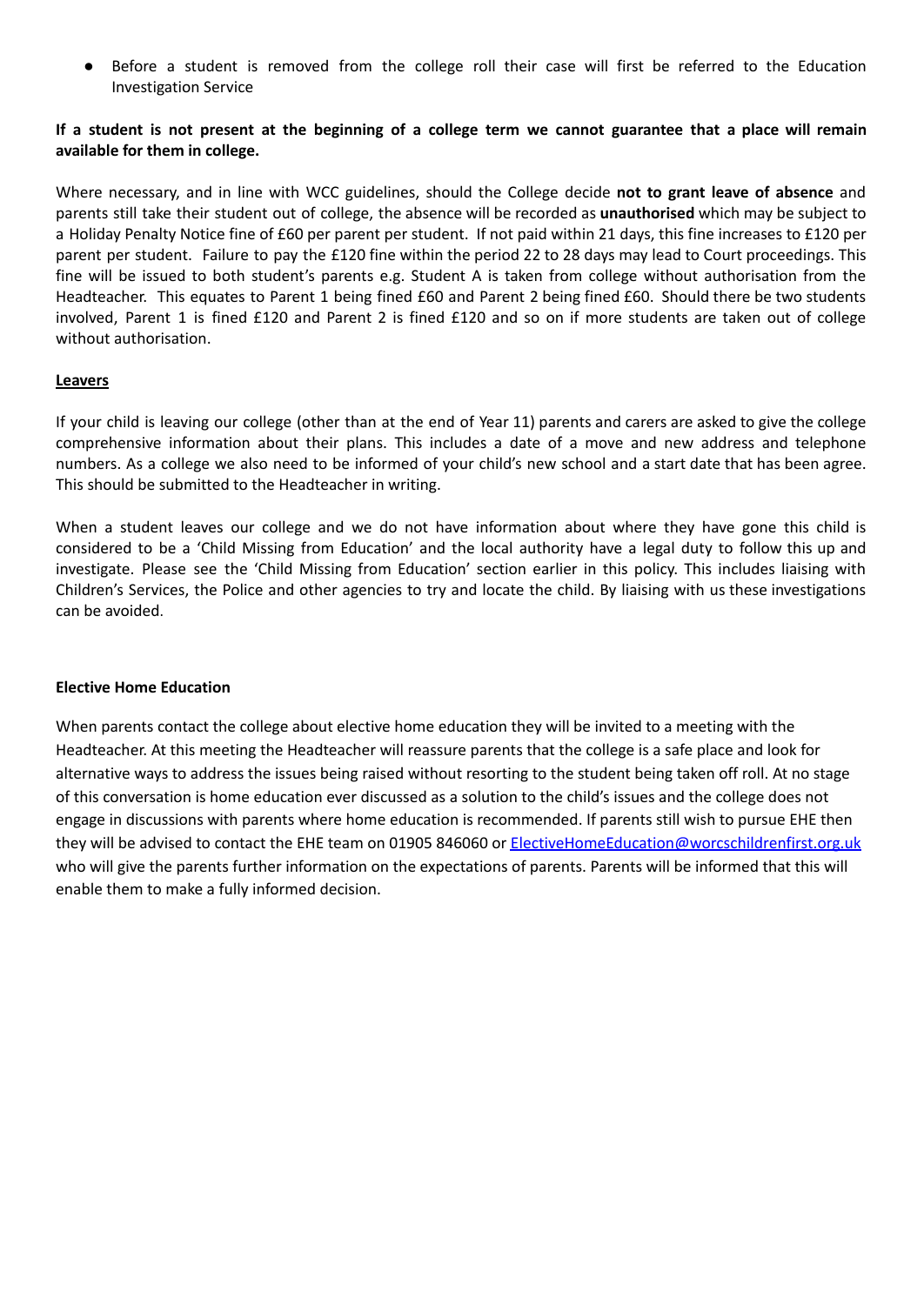- Before a student is removed from the college roll their case will first be referred to the Education Investigation Service

**If a student is not present at the beginning of a college term we cannot guarantee that a place will remain available for them in college.**

Where necessary, and in line with WCC guidelines, should the College decide **not to grant leave of absence** and parents still take their student out of college, the absence will be recorded as **unauthorised** which may be subject to a Holiday Penalty Notice fine of £60 per parent per student. If not paid within 21 days, this fine increases to £120 per parent per student. Failure to pay the £120 fine within the period 22 to 28 days may lead to Court proceedings. This fine will be issued to both student's parents e.g. Student A is taken from college without authorisation from the Headteacher. This equates to Parent 1 being fined £60 and Parent 2 being fined £60. Should there be two students involved, Parent 1 is fined £120 and Parent 2 is fined £120 and so on if more students are taken out of college without authorisation.

**Leavers**

If your child is leaving our college (other than at the end of Year 11) parents and carers are asked to give the college comprehensive information about their plans. This includes a date of a move and new address and telephone numbers. As a college we also need to be informed of your child's new school and a start date that has been agree. This should be submitted to the Headteacher in writing.

When a student leaves our college and we do not have information about where they have gone this child is considered to be a 'Child Missing from Education' and the local authority have a legal duty to follow this up and investigate. Please see the 'Child Missing from Education' section earlier in this policy. This includes liaising with Children's Services, the Police and other agencies to try and locate the child. By liaising with us these investigations can be avoided.

**Elective Home Education**

When parents contact the college about elective home education they will be invited to a meeting with the Headteacher. At this meeting the Headteacher will reassure parents that the college is a safe place and look for alternative ways to address the issues being raised without resorting to the student being taken off roll. At no stage of this conversation is home education ever discussed as a solution to the child's issues and the college does not engage in discussions with parents where home education is recommended. If parents still wish to pursue EHE then they will be advised to contact the EHE team on 01905 846060 or ElectiveHomeEducation@worcschildrenfirst.org.uk who will give the parents further information on the expectations of parents. Parents will be informed that this will enable them to make a fully informed decision.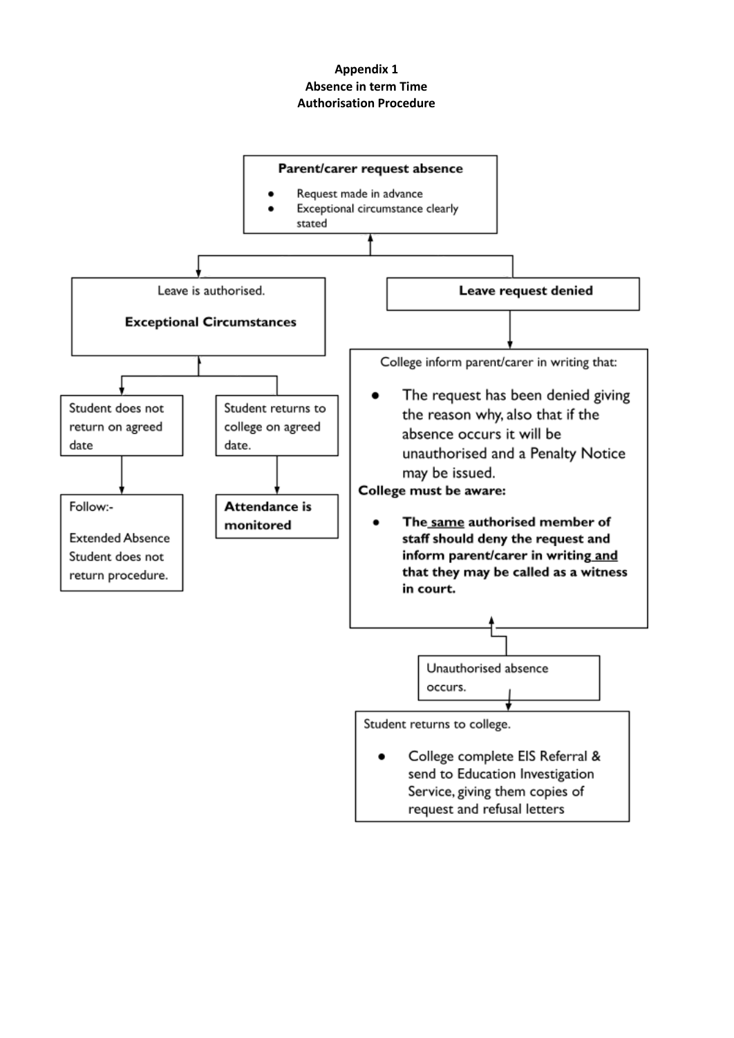**Appendix 1**
**Absence in term Time**
**Authorisation Procedure**

**Parent/carer request absence**

- Request made in advance
- Exceptional circumstance clearly stated

Leave is authorised.

**Exceptional Circumstances**

Student does not return on agreed date

Follow:-

Extended Absence Student does not return procedure.

Student returns to college on agreed date.

**Attendance is monitored**

**Leave request denied**

College inform parent/carer in writing that:

- The request has been denied giving the reason why, also that if the absence occurs it will be unauthorised and a Penalty Notice may be issued.

**College must be aware:**

- **The same authorised member of staff should deny the request and inform parent/carer in writing and that they may be called as a witness in court.**

Unauthorised absence occurs.

Student returns to college.

- College complete EIS Referral & send to Education Investigation Service, giving them copies of request and refusal letters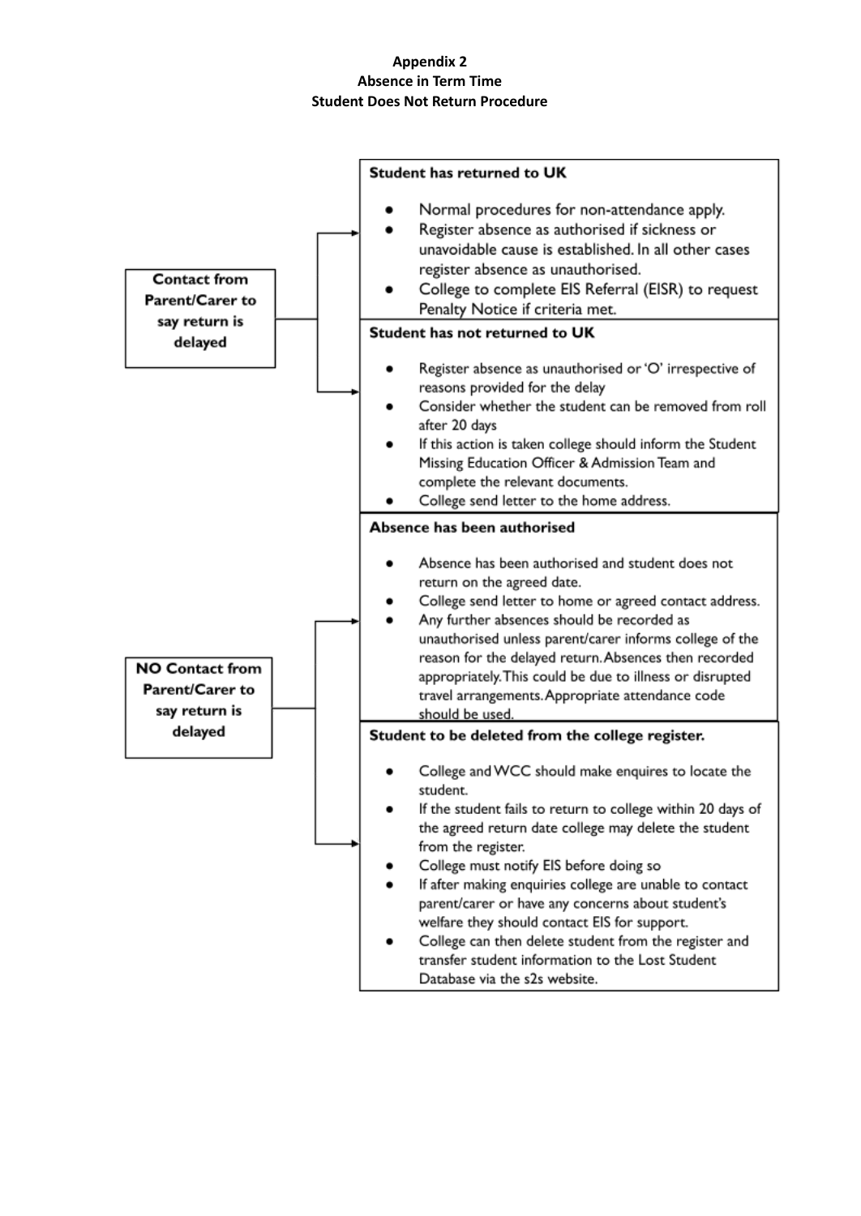**Appendix 2**
**Absence in Term Time**
**Student Does Not Return Procedure**

## Contact from Parent/Carer to say return is delayed

### Student has returned to UK

- Normal procedures for non-attendance apply.
- Register absence as authorised if sickness or unavoidable cause is established. In all other cases register absence as unauthorised.
- College to complete EIS Referral (EISR) to request Penalty Notice if criteria met.

### Student has not returned to UK

- Register absence as unauthorised or 'O' irrespective of reasons provided for the delay
- Consider whether the student can be removed from roll after 20 days
- If this action is taken college should inform the Student Missing Education Officer & Admission Team and complete the relevant documents.
- College send letter to the home address.

## NO Contact from Parent/Carer to say return is delayed

### Absence has been authorised

- Absence has been authorised and student does not return on the agreed date.
- College send letter to home or agreed contact address.
- Any further absences should be recorded as unauthorised unless parent/carer informs college of the reason for the delayed return. Absences then recorded appropriately. This could be due to illness or disrupted travel arrangements. Appropriate attendance code should be used.

### Student to be deleted from the college register.

- College and WCC should make enquires to locate the student.
- If the student fails to return to college within 20 days of the agreed return date college may delete the student from the register.
- College must notify EIS before doing so
- If after making enquiries college are unable to contact parent/carer or have any concerns about student's welfare they should contact EIS for support.
- College can then delete student from the register and transfer student information to the Lost Student Database via the s2s website.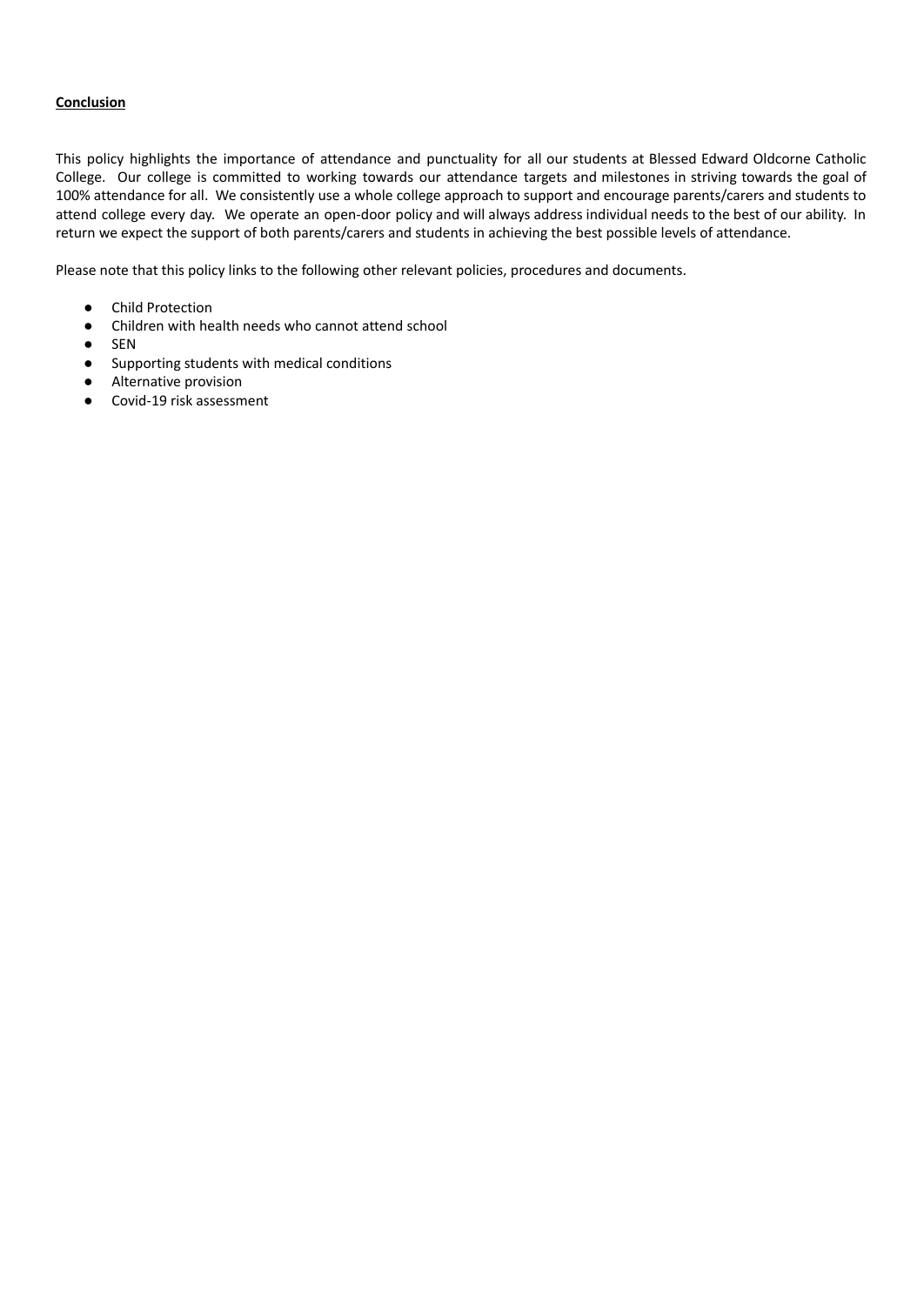**Conclusion**

This policy highlights the importance of attendance and punctuality for all our students at Blessed Edward Oldcorne Catholic College. Our college is committed to working towards our attendance targets and milestones in striving towards the goal of 100% attendance for all. We consistently use a whole college approach to support and encourage parents/carers and students to attend college every day. We operate an open-door policy and will always address individual needs to the best of our ability. In return we expect the support of both parents/carers and students in achieving the best possible levels of attendance.

Please note that this policy links to the following other relevant policies, procedures and documents.

- Child Protection
- Children with health needs who cannot attend school
- SEN
- Supporting students with medical conditions
- Alternative provision
- Covid-19 risk assessment